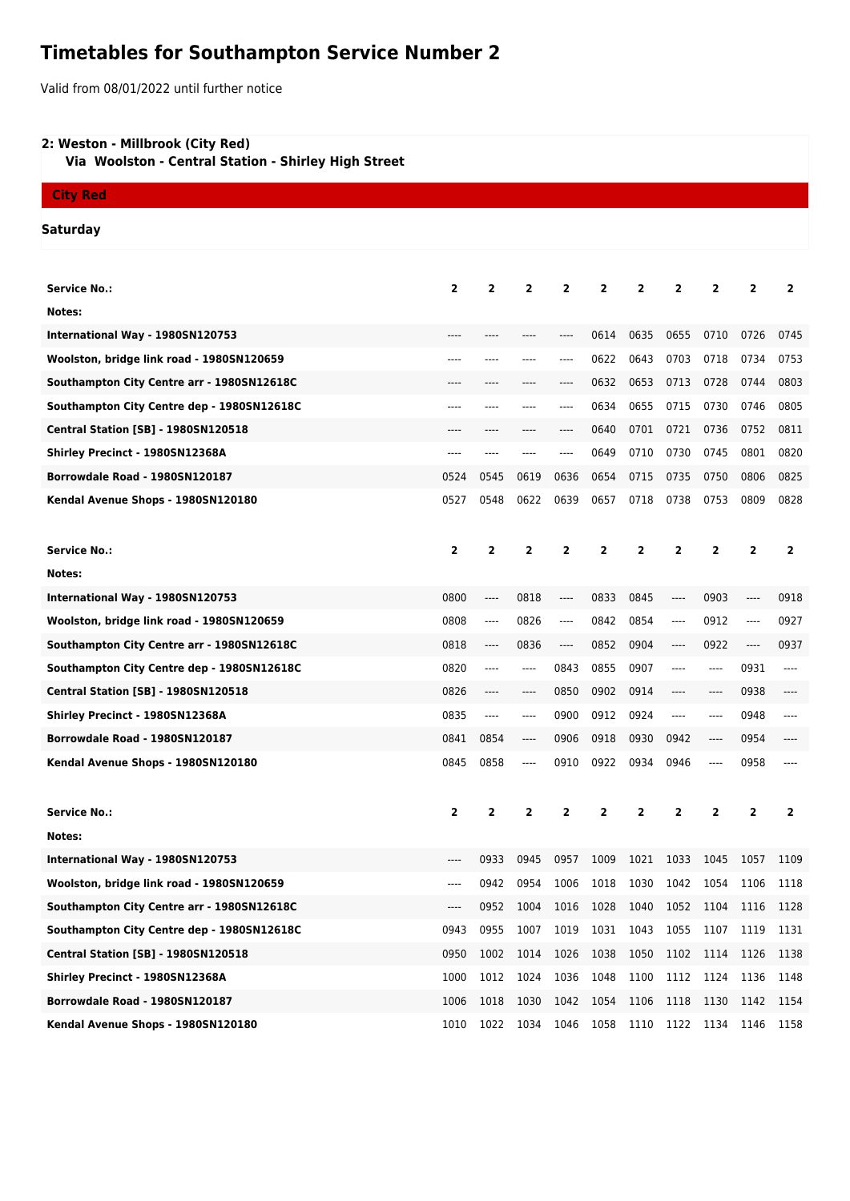# Timetables for Southampton Service Number 2

Valid from 08/01/2022 until further notice

**2: Weston - Millbrook (City Red)**
**Via Woolston - Central Station - Shirley High Street**

**City Red**

**Saturday**

| Service No.: | 2 | 2 | 2 | 2 | 2 | 2 | 2 | 2 | 2 | 2 |
|---|---|---|---|---|---|---|---|---|---|---|
| Notes: | | | | | | | | | | |
| International Way - 1980SN120753 | ---- | ---- | ---- | ---- | 0614 | 0635 | 0655 | 0710 | 0726 | 0745 |
| Woolston, bridge link road - 1980SN120659 | ---- | ---- | ---- | ---- | 0622 | 0643 | 0703 | 0718 | 0734 | 0753 |
| Southampton City Centre arr - 1980SN12618C | ---- | ---- | ---- | ---- | 0632 | 0653 | 0713 | 0728 | 0744 | 0803 |
| Southampton City Centre dep - 1980SN12618C | ---- | ---- | ---- | ---- | 0634 | 0655 | 0715 | 0730 | 0746 | 0805 |
| Central Station [SB] - 1980SN120518 | ---- | ---- | ---- | ---- | 0640 | 0701 | 0721 | 0736 | 0752 | 0811 |
| Shirley Precinct - 1980SN12368A | ---- | ---- | ---- | ---- | 0649 | 0710 | 0730 | 0745 | 0801 | 0820 |
| Borrowdale Road - 1980SN120187 | 0524 | 0545 | 0619 | 0636 | 0654 | 0715 | 0735 | 0750 | 0806 | 0825 |
| Kendal Avenue Shops - 1980SN120180 | 0527 | 0548 | 0622 | 0639 | 0657 | 0718 | 0738 | 0753 | 0809 | 0828 |

| Service No.: | 2 | 2 | 2 | 2 | 2 | 2 | 2 | 2 | 2 | 2 |
|---|---|---|---|---|---|---|---|---|---|---|
| Notes: | | | | | | | | | | |
| International Way - 1980SN120753 | 0800 | ---- | 0818 | ---- | 0833 | 0845 | ---- | 0903 | ---- | 0918 |
| Woolston, bridge link road - 1980SN120659 | 0808 | ---- | 0826 | ---- | 0842 | 0854 | ---- | 0912 | ---- | 0927 |
| Southampton City Centre arr - 1980SN12618C | 0818 | ---- | 0836 | ---- | 0852 | 0904 | ---- | 0922 | ---- | 0937 |
| Southampton City Centre dep - 1980SN12618C | 0820 | ---- | ---- | 0843 | 0855 | 0907 | ---- | ---- | 0931 | ---- |
| Central Station [SB] - 1980SN120518 | 0826 | ---- | ---- | 0850 | 0902 | 0914 | ---- | ---- | 0938 | ---- |
| Shirley Precinct - 1980SN12368A | 0835 | ---- | ---- | 0900 | 0912 | 0924 | ---- | ---- | 0948 | ---- |
| Borrowdale Road - 1980SN120187 | 0841 | 0854 | ---- | 0906 | 0918 | 0930 | 0942 | ---- | 0954 | ---- |
| Kendal Avenue Shops - 1980SN120180 | 0845 | 0858 | ---- | 0910 | 0922 | 0934 | 0946 | ---- | 0958 | ---- |

| Service No.: | 2 | 2 | 2 | 2 | 2 | 2 | 2 | 2 | 2 | 2 |
|---|---|---|---|---|---|---|---|---|---|---|
| Notes: | | | | | | | | | | |
| International Way - 1980SN120753 | ---- | 0933 | 0945 | 0957 | 1009 | 1021 | 1033 | 1045 | 1057 | 1109 |
| Woolston, bridge link road - 1980SN120659 | ---- | 0942 | 0954 | 1006 | 1018 | 1030 | 1042 | 1054 | 1106 | 1118 |
| Southampton City Centre arr - 1980SN12618C | ---- | 0952 | 1004 | 1016 | 1028 | 1040 | 1052 | 1104 | 1116 | 1128 |
| Southampton City Centre dep - 1980SN12618C | 0943 | 0955 | 1007 | 1019 | 1031 | 1043 | 1055 | 1107 | 1119 | 1131 |
| Central Station [SB] - 1980SN120518 | 0950 | 1002 | 1014 | 1026 | 1038 | 1050 | 1102 | 1114 | 1126 | 1138 |
| Shirley Precinct - 1980SN12368A | 1000 | 1012 | 1024 | 1036 | 1048 | 1100 | 1112 | 1124 | 1136 | 1148 |
| Borrowdale Road - 1980SN120187 | 1006 | 1018 | 1030 | 1042 | 1054 | 1106 | 1118 | 1130 | 1142 | 1154 |
| Kendal Avenue Shops - 1980SN120180 | 1010 | 1022 | 1034 | 1046 | 1058 | 1110 | 1122 | 1134 | 1146 | 1158 |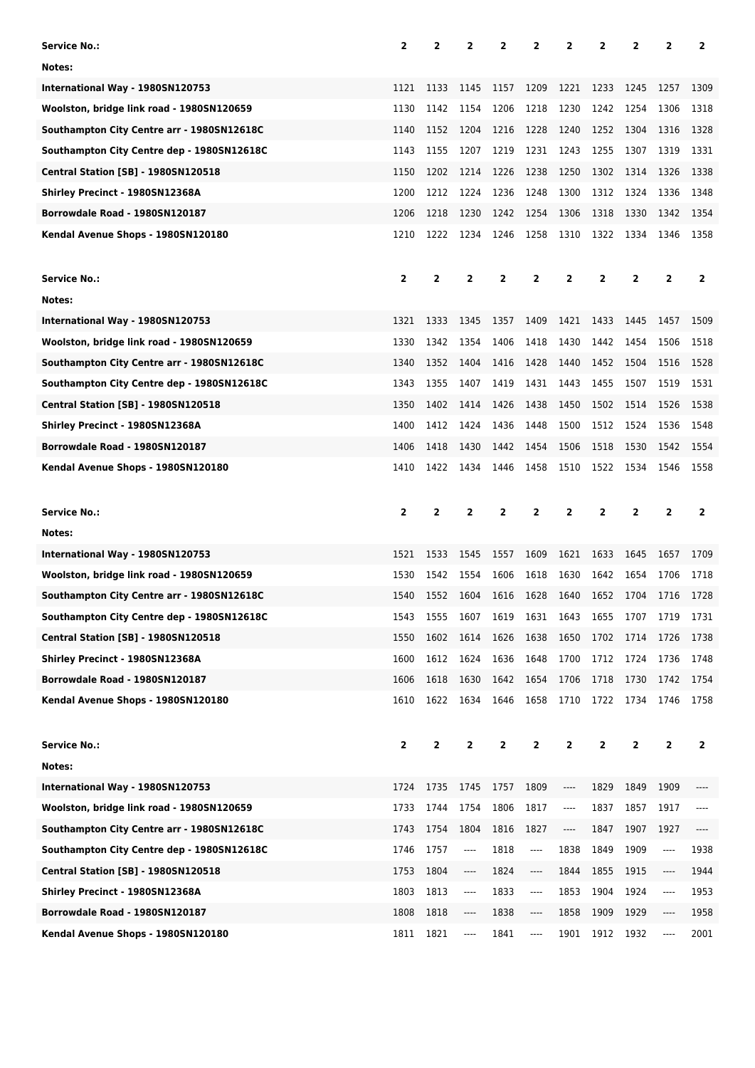| Service No.: | 2 | 2 | 2 | 2 | 2 | 2 | 2 | 2 | 2 | 2 |
|---|---|---|---|---|---|---|---|---|---|---|
| Notes: | | | | | | | | | | |
| International Way - 1980SN120753 | 1121 | 1133 | 1145 | 1157 | 1209 | 1221 | 1233 | 1245 | 1257 | 1309 |
| Woolston, bridge link road - 1980SN120659 | 1130 | 1142 | 1154 | 1206 | 1218 | 1230 | 1242 | 1254 | 1306 | 1318 |
| Southampton City Centre arr - 1980SN12618C | 1140 | 1152 | 1204 | 1216 | 1228 | 1240 | 1252 | 1304 | 1316 | 1328 |
| Southampton City Centre dep - 1980SN12618C | 1143 | 1155 | 1207 | 1219 | 1231 | 1243 | 1255 | 1307 | 1319 | 1331 |
| Central Station [SB] - 1980SN120518 | 1150 | 1202 | 1214 | 1226 | 1238 | 1250 | 1302 | 1314 | 1326 | 1338 |
| Shirley Precinct - 1980SN12368A | 1200 | 1212 | 1224 | 1236 | 1248 | 1300 | 1312 | 1324 | 1336 | 1348 |
| Borrowdale Road - 1980SN120187 | 1206 | 1218 | 1230 | 1242 | 1254 | 1306 | 1318 | 1330 | 1342 | 1354 |
| Kendal Avenue Shops - 1980SN120180 | 1210 | 1222 | 1234 | 1246 | 1258 | 1310 | 1322 | 1334 | 1346 | 1358 |

| Service No.: | 2 | 2 | 2 | 2 | 2 | 2 | 2 | 2 | 2 | 2 |
|---|---|---|---|---|---|---|---|---|---|---|
| Notes: | | | | | | | | | | |
| International Way - 1980SN120753 | 1321 | 1333 | 1345 | 1357 | 1409 | 1421 | 1433 | 1445 | 1457 | 1509 |
| Woolston, bridge link road - 1980SN120659 | 1330 | 1342 | 1354 | 1406 | 1418 | 1430 | 1442 | 1454 | 1506 | 1518 |
| Southampton City Centre arr - 1980SN12618C | 1340 | 1352 | 1404 | 1416 | 1428 | 1440 | 1452 | 1504 | 1516 | 1528 |
| Southampton City Centre dep - 1980SN12618C | 1343 | 1355 | 1407 | 1419 | 1431 | 1443 | 1455 | 1507 | 1519 | 1531 |
| Central Station [SB] - 1980SN120518 | 1350 | 1402 | 1414 | 1426 | 1438 | 1450 | 1502 | 1514 | 1526 | 1538 |
| Shirley Precinct - 1980SN12368A | 1400 | 1412 | 1424 | 1436 | 1448 | 1500 | 1512 | 1524 | 1536 | 1548 |
| Borrowdale Road - 1980SN120187 | 1406 | 1418 | 1430 | 1442 | 1454 | 1506 | 1518 | 1530 | 1542 | 1554 |
| Kendal Avenue Shops - 1980SN120180 | 1410 | 1422 | 1434 | 1446 | 1458 | 1510 | 1522 | 1534 | 1546 | 1558 |

| Service No.: | 2 | 2 | 2 | 2 | 2 | 2 | 2 | 2 | 2 | 2 |
|---|---|---|---|---|---|---|---|---|---|---|
| Notes: | | | | | | | | | | |
| International Way - 1980SN120753 | 1521 | 1533 | 1545 | 1557 | 1609 | 1621 | 1633 | 1645 | 1657 | 1709 |
| Woolston, bridge link road - 1980SN120659 | 1530 | 1542 | 1554 | 1606 | 1618 | 1630 | 1642 | 1654 | 1706 | 1718 |
| Southampton City Centre arr - 1980SN12618C | 1540 | 1552 | 1604 | 1616 | 1628 | 1640 | 1652 | 1704 | 1716 | 1728 |
| Southampton City Centre dep - 1980SN12618C | 1543 | 1555 | 1607 | 1619 | 1631 | 1643 | 1655 | 1707 | 1719 | 1731 |
| Central Station [SB] - 1980SN120518 | 1550 | 1602 | 1614 | 1626 | 1638 | 1650 | 1702 | 1714 | 1726 | 1738 |
| Shirley Precinct - 1980SN12368A | 1600 | 1612 | 1624 | 1636 | 1648 | 1700 | 1712 | 1724 | 1736 | 1748 |
| Borrowdale Road - 1980SN120187 | 1606 | 1618 | 1630 | 1642 | 1654 | 1706 | 1718 | 1730 | 1742 | 1754 |
| Kendal Avenue Shops - 1980SN120180 | 1610 | 1622 | 1634 | 1646 | 1658 | 1710 | 1722 | 1734 | 1746 | 1758 |

| Service No.: | 2 | 2 | 2 | 2 | 2 | 2 | 2 | 2 | 2 | 2 |
|---|---|---|---|---|---|---|---|---|---|---|
| Notes: | | | | | | | | | | |
| International Way - 1980SN120753 | 1724 | 1735 | 1745 | 1757 | 1809 | ---- | 1829 | 1849 | 1909 | ---- |
| Woolston, bridge link road - 1980SN120659 | 1733 | 1744 | 1754 | 1806 | 1817 | ---- | 1837 | 1857 | 1917 | ---- |
| Southampton City Centre arr - 1980SN12618C | 1743 | 1754 | 1804 | 1816 | 1827 | ---- | 1847 | 1907 | 1927 | ---- |
| Southampton City Centre dep - 1980SN12618C | 1746 | 1757 | ---- | 1818 | ---- | 1838 | 1849 | 1909 | ---- | 1938 |
| Central Station [SB] - 1980SN120518 | 1753 | 1804 | ---- | 1824 | ---- | 1844 | 1855 | 1915 | ---- | 1944 |
| Shirley Precinct - 1980SN12368A | 1803 | 1813 | ---- | 1833 | ---- | 1853 | 1904 | 1924 | ---- | 1953 |
| Borrowdale Road - 1980SN120187 | 1808 | 1818 | ---- | 1838 | ---- | 1858 | 1909 | 1929 | ---- | 1958 |
| Kendal Avenue Shops - 1980SN120180 | 1811 | 1821 | ---- | 1841 | ---- | 1901 | 1912 | 1932 | ---- | 2001 |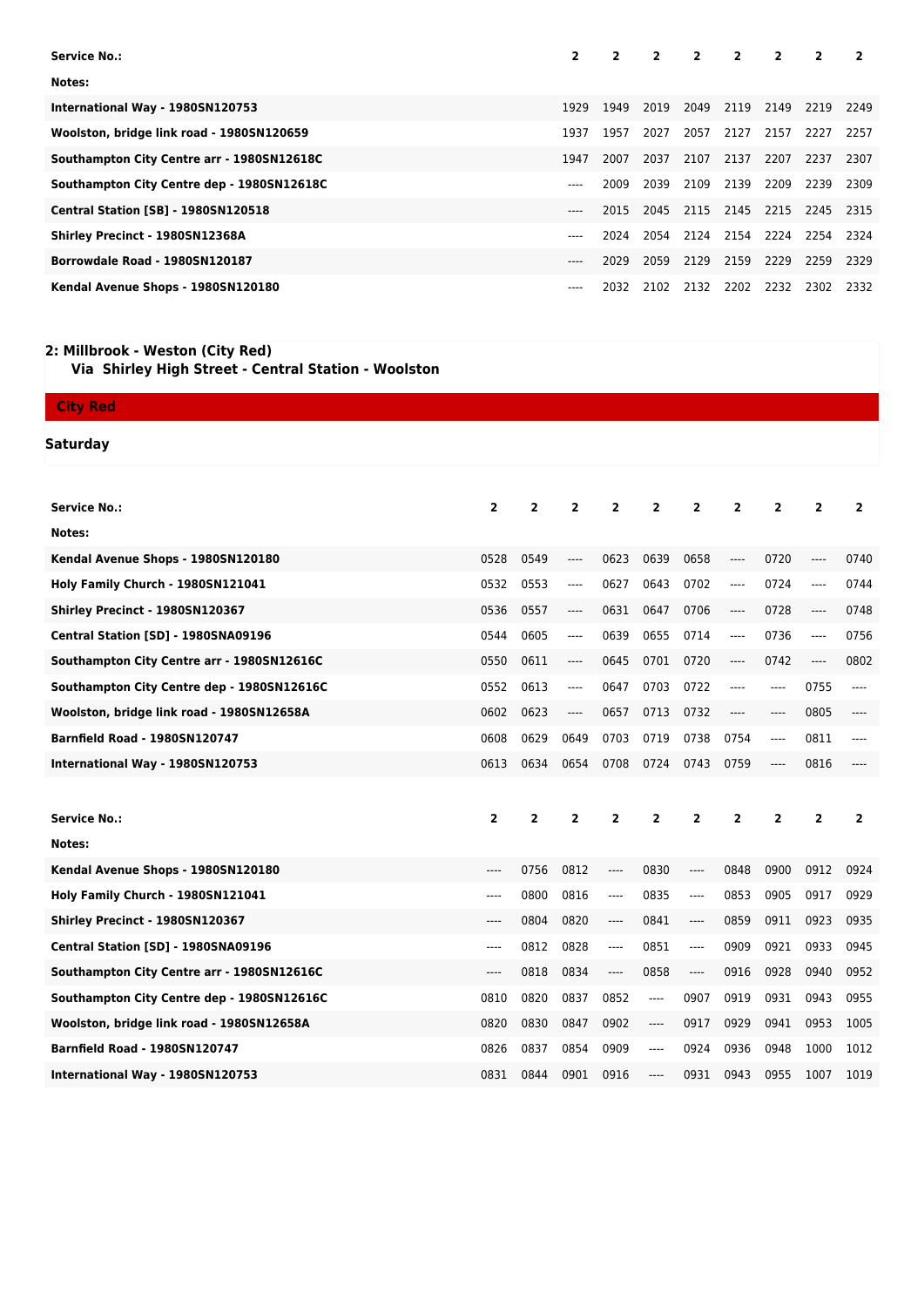| Service No.: | 2 | 2 | 2 | 2 | 2 | 2 | 2 | 2 |
|---|---|---|---|---|---|---|---|---|
| Notes: | | | | | | | | |
| International Way - 1980SN120753 | 1929 | 1949 | 2019 | 2049 | 2119 | 2149 | 2219 | 2249 |
| Woolston, bridge link road - 1980SN120659 | 1937 | 1957 | 2027 | 2057 | 2127 | 2157 | 2227 | 2257 |
| Southampton City Centre arr - 1980SN12618C | 1947 | 2007 | 2037 | 2107 | 2137 | 2207 | 2237 | 2307 |
| Southampton City Centre dep - 1980SN12618C | ---- | 2009 | 2039 | 2109 | 2139 | 2209 | 2239 | 2309 |
| Central Station [SB] - 1980SN120518 | ---- | 2015 | 2045 | 2115 | 2145 | 2215 | 2245 | 2315 |
| Shirley Precinct - 1980SN12368A | ---- | 2024 | 2054 | 2124 | 2154 | 2224 | 2254 | 2324 |
| Borrowdale Road - 1980SN120187 | ---- | 2029 | 2059 | 2129 | 2159 | 2229 | 2259 | 2329 |
| Kendal Avenue Shops - 1980SN120180 | ---- | 2032 | 2102 | 2132 | 2202 | 2232 | 2302 | 2332 |

## 2: Millbrook - Weston (City Red)

**Via Shirley High Street - Central Station - Woolston**

**City Red**

**Saturday**

| Service No.: | 2 | 2 | 2 | 2 | 2 | 2 | 2 | 2 | 2 | 2 |
|---|---|---|---|---|---|---|---|---|---|---|
| Notes: | | | | | | | | | | |
| Kendal Avenue Shops - 1980SN120180 | 0528 | 0549 | ---- | 0623 | 0639 | 0658 | ---- | 0720 | ---- | 0740 |
| Holy Family Church - 1980SN121041 | 0532 | 0553 | ---- | 0627 | 0643 | 0702 | ---- | 0724 | ---- | 0744 |
| Shirley Precinct - 1980SN120367 | 0536 | 0557 | ---- | 0631 | 0647 | 0706 | ---- | 0728 | ---- | 0748 |
| Central Station [SD] - 1980SNA09196 | 0544 | 0605 | ---- | 0639 | 0655 | 0714 | ---- | 0736 | ---- | 0756 |
| Southampton City Centre arr - 1980SN12616C | 0550 | 0611 | ---- | 0645 | 0701 | 0720 | ---- | 0742 | ---- | 0802 |
| Southampton City Centre dep - 1980SN12616C | 0552 | 0613 | ---- | 0647 | 0703 | 0722 | ---- | ---- | 0755 | ---- |
| Woolston, bridge link road - 1980SN12658A | 0602 | 0623 | ---- | 0657 | 0713 | 0732 | ---- | ---- | 0805 | ---- |
| Barnfield Road - 1980SN120747 | 0608 | 0629 | 0649 | 0703 | 0719 | 0738 | 0754 | ---- | 0811 | ---- |
| International Way - 1980SN120753 | 0613 | 0634 | 0654 | 0708 | 0724 | 0743 | 0759 | ---- | 0816 | ---- |

| Service No.: | 2 | 2 | 2 | 2 | 2 | 2 | 2 | 2 | 2 | 2 |
|---|---|---|---|---|---|---|---|---|---|---|
| Notes: | | | | | | | | | | |
| Kendal Avenue Shops - 1980SN120180 | ---- | 0756 | 0812 | ---- | 0830 | ---- | 0848 | 0900 | 0912 | 0924 |
| Holy Family Church - 1980SN121041 | ---- | 0800 | 0816 | ---- | 0835 | ---- | 0853 | 0905 | 0917 | 0929 |
| Shirley Precinct - 1980SN120367 | ---- | 0804 | 0820 | ---- | 0841 | ---- | 0859 | 0911 | 0923 | 0935 |
| Central Station [SD] - 1980SNA09196 | ---- | 0812 | 0828 | ---- | 0851 | ---- | 0909 | 0921 | 0933 | 0945 |
| Southampton City Centre arr - 1980SN12616C | ---- | 0818 | 0834 | ---- | 0858 | ---- | 0916 | 0928 | 0940 | 0952 |
| Southampton City Centre dep - 1980SN12616C | 0810 | 0820 | 0837 | 0852 | ---- | 0907 | 0919 | 0931 | 0943 | 0955 |
| Woolston, bridge link road - 1980SN12658A | 0820 | 0830 | 0847 | 0902 | ---- | 0917 | 0929 | 0941 | 0953 | 1005 |
| Barnfield Road - 1980SN120747 | 0826 | 0837 | 0854 | 0909 | ---- | 0924 | 0936 | 0948 | 1000 | 1012 |
| International Way - 1980SN120753 | 0831 | 0844 | 0901 | 0916 | ---- | 0931 | 0943 | 0955 | 1007 | 1019 |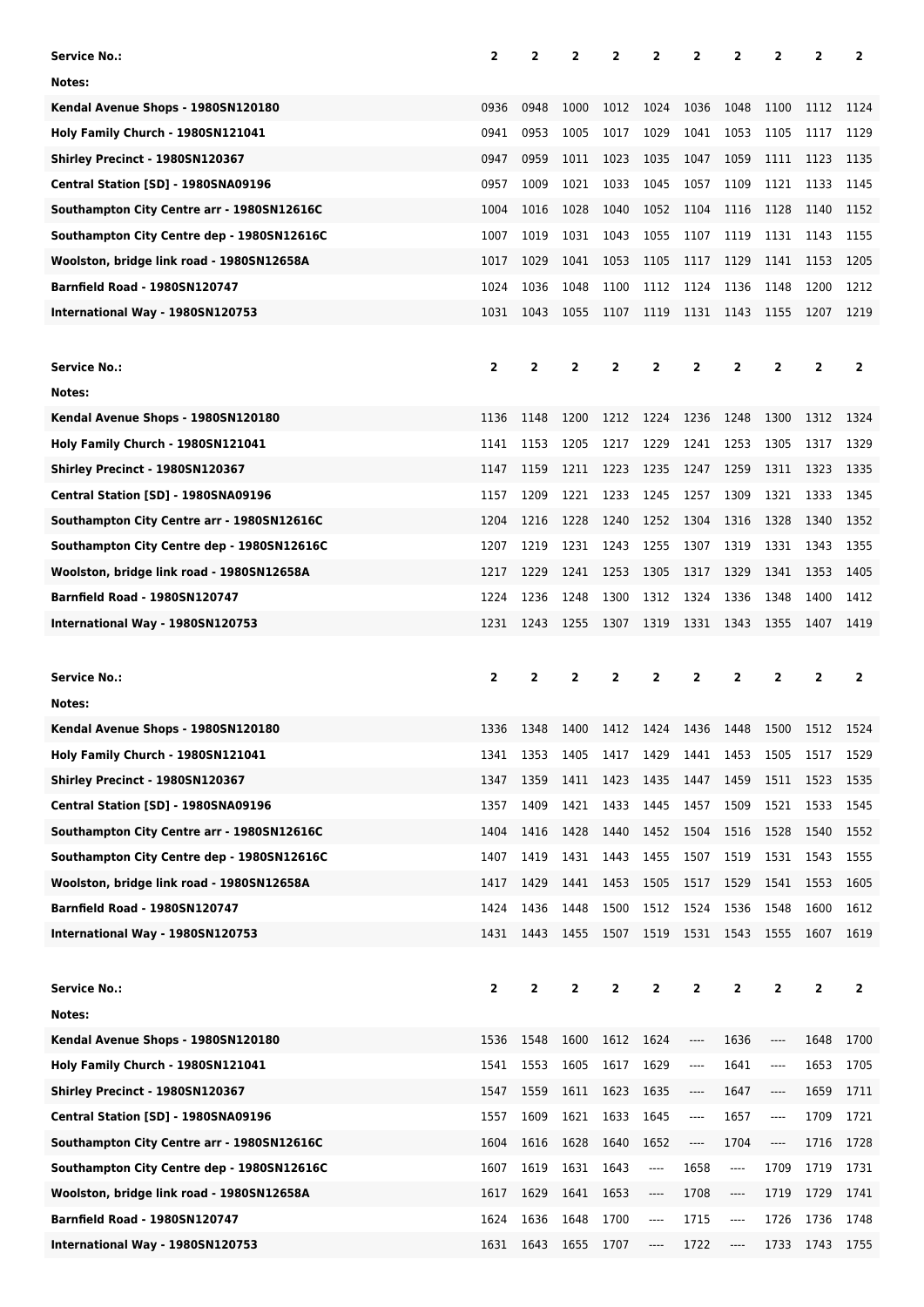| Service No.: | 2 | 2 | 2 | 2 | 2 | 2 | 2 | 2 | 2 | 2 |
|---|---|---|---|---|---|---|---|---|---|---|
| Notes: | | | | | | | | | | |
| Kendal Avenue Shops - 1980SN120180 | 0936 | 0948 | 1000 | 1012 | 1024 | 1036 | 1048 | 1100 | 1112 | 1124 |
| Holy Family Church - 1980SN121041 | 0941 | 0953 | 1005 | 1017 | 1029 | 1041 | 1053 | 1105 | 1117 | 1129 |
| Shirley Precinct - 1980SN120367 | 0947 | 0959 | 1011 | 1023 | 1035 | 1047 | 1059 | 1111 | 1123 | 1135 |
| Central Station [SD] - 1980SNA09196 | 0957 | 1009 | 1021 | 1033 | 1045 | 1057 | 1109 | 1121 | 1133 | 1145 |
| Southampton City Centre arr - 1980SN12616C | 1004 | 1016 | 1028 | 1040 | 1052 | 1104 | 1116 | 1128 | 1140 | 1152 |
| Southampton City Centre dep - 1980SN12616C | 1007 | 1019 | 1031 | 1043 | 1055 | 1107 | 1119 | 1131 | 1143 | 1155 |
| Woolston, bridge link road - 1980SN12658A | 1017 | 1029 | 1041 | 1053 | 1105 | 1117 | 1129 | 1141 | 1153 | 1205 |
| Barnfield Road - 1980SN120747 | 1024 | 1036 | 1048 | 1100 | 1112 | 1124 | 1136 | 1148 | 1200 | 1212 |
| International Way - 1980SN120753 | 1031 | 1043 | 1055 | 1107 | 1119 | 1131 | 1143 | 1155 | 1207 | 1219 |

| Service No.: | 2 | 2 | 2 | 2 | 2 | 2 | 2 | 2 | 2 | 2 |
|---|---|---|---|---|---|---|---|---|---|---|
| Notes: | | | | | | | | | | |
| Kendal Avenue Shops - 1980SN120180 | 1136 | 1148 | 1200 | 1212 | 1224 | 1236 | 1248 | 1300 | 1312 | 1324 |
| Holy Family Church - 1980SN121041 | 1141 | 1153 | 1205 | 1217 | 1229 | 1241 | 1253 | 1305 | 1317 | 1329 |
| Shirley Precinct - 1980SN120367 | 1147 | 1159 | 1211 | 1223 | 1235 | 1247 | 1259 | 1311 | 1323 | 1335 |
| Central Station [SD] - 1980SNA09196 | 1157 | 1209 | 1221 | 1233 | 1245 | 1257 | 1309 | 1321 | 1333 | 1345 |
| Southampton City Centre arr - 1980SN12616C | 1204 | 1216 | 1228 | 1240 | 1252 | 1304 | 1316 | 1328 | 1340 | 1352 |
| Southampton City Centre dep - 1980SN12616C | 1207 | 1219 | 1231 | 1243 | 1255 | 1307 | 1319 | 1331 | 1343 | 1355 |
| Woolston, bridge link road - 1980SN12658A | 1217 | 1229 | 1241 | 1253 | 1305 | 1317 | 1329 | 1341 | 1353 | 1405 |
| Barnfield Road - 1980SN120747 | 1224 | 1236 | 1248 | 1300 | 1312 | 1324 | 1336 | 1348 | 1400 | 1412 |
| International Way - 1980SN120753 | 1231 | 1243 | 1255 | 1307 | 1319 | 1331 | 1343 | 1355 | 1407 | 1419 |

| Service No.: | 2 | 2 | 2 | 2 | 2 | 2 | 2 | 2 | 2 | 2 |
|---|---|---|---|---|---|---|---|---|---|---|
| Notes: | | | | | | | | | | |
| Kendal Avenue Shops - 1980SN120180 | 1336 | 1348 | 1400 | 1412 | 1424 | 1436 | 1448 | 1500 | 1512 | 1524 |
| Holy Family Church - 1980SN121041 | 1341 | 1353 | 1405 | 1417 | 1429 | 1441 | 1453 | 1505 | 1517 | 1529 |
| Shirley Precinct - 1980SN120367 | 1347 | 1359 | 1411 | 1423 | 1435 | 1447 | 1459 | 1511 | 1523 | 1535 |
| Central Station [SD] - 1980SNA09196 | 1357 | 1409 | 1421 | 1433 | 1445 | 1457 | 1509 | 1521 | 1533 | 1545 |
| Southampton City Centre arr - 1980SN12616C | 1404 | 1416 | 1428 | 1440 | 1452 | 1504 | 1516 | 1528 | 1540 | 1552 |
| Southampton City Centre dep - 1980SN12616C | 1407 | 1419 | 1431 | 1443 | 1455 | 1507 | 1519 | 1531 | 1543 | 1555 |
| Woolston, bridge link road - 1980SN12658A | 1417 | 1429 | 1441 | 1453 | 1505 | 1517 | 1529 | 1541 | 1553 | 1605 |
| Barnfield Road - 1980SN120747 | 1424 | 1436 | 1448 | 1500 | 1512 | 1524 | 1536 | 1548 | 1600 | 1612 |
| International Way - 1980SN120753 | 1431 | 1443 | 1455 | 1507 | 1519 | 1531 | 1543 | 1555 | 1607 | 1619 |

| Service No.: | 2 | 2 | 2 | 2 | 2 | 2 | 2 | 2 | 2 | 2 |
|---|---|---|---|---|---|---|---|---|---|---|
| Notes: | | | | | | | | | | |
| Kendal Avenue Shops - 1980SN120180 | 1536 | 1548 | 1600 | 1612 | 1624 | ---- | 1636 | ---- | 1648 | 1700 |
| Holy Family Church - 1980SN121041 | 1541 | 1553 | 1605 | 1617 | 1629 | ---- | 1641 | ---- | 1653 | 1705 |
| Shirley Precinct - 1980SN120367 | 1547 | 1559 | 1611 | 1623 | 1635 | ---- | 1647 | ---- | 1659 | 1711 |
| Central Station [SD] - 1980SNA09196 | 1557 | 1609 | 1621 | 1633 | 1645 | ---- | 1657 | ---- | 1709 | 1721 |
| Southampton City Centre arr - 1980SN12616C | 1604 | 1616 | 1628 | 1640 | 1652 | ---- | 1704 | ---- | 1716 | 1728 |
| Southampton City Centre dep - 1980SN12616C | 1607 | 1619 | 1631 | 1643 | ---- | 1658 | ---- | 1709 | 1719 | 1731 |
| Woolston, bridge link road - 1980SN12658A | 1617 | 1629 | 1641 | 1653 | ---- | 1708 | ---- | 1719 | 1729 | 1741 |
| Barnfield Road - 1980SN120747 | 1624 | 1636 | 1648 | 1700 | ---- | 1715 | ---- | 1726 | 1736 | 1748 |
| International Way - 1980SN120753 | 1631 | 1643 | 1655 | 1707 | ---- | 1722 | ---- | 1733 | 1743 | 1755 |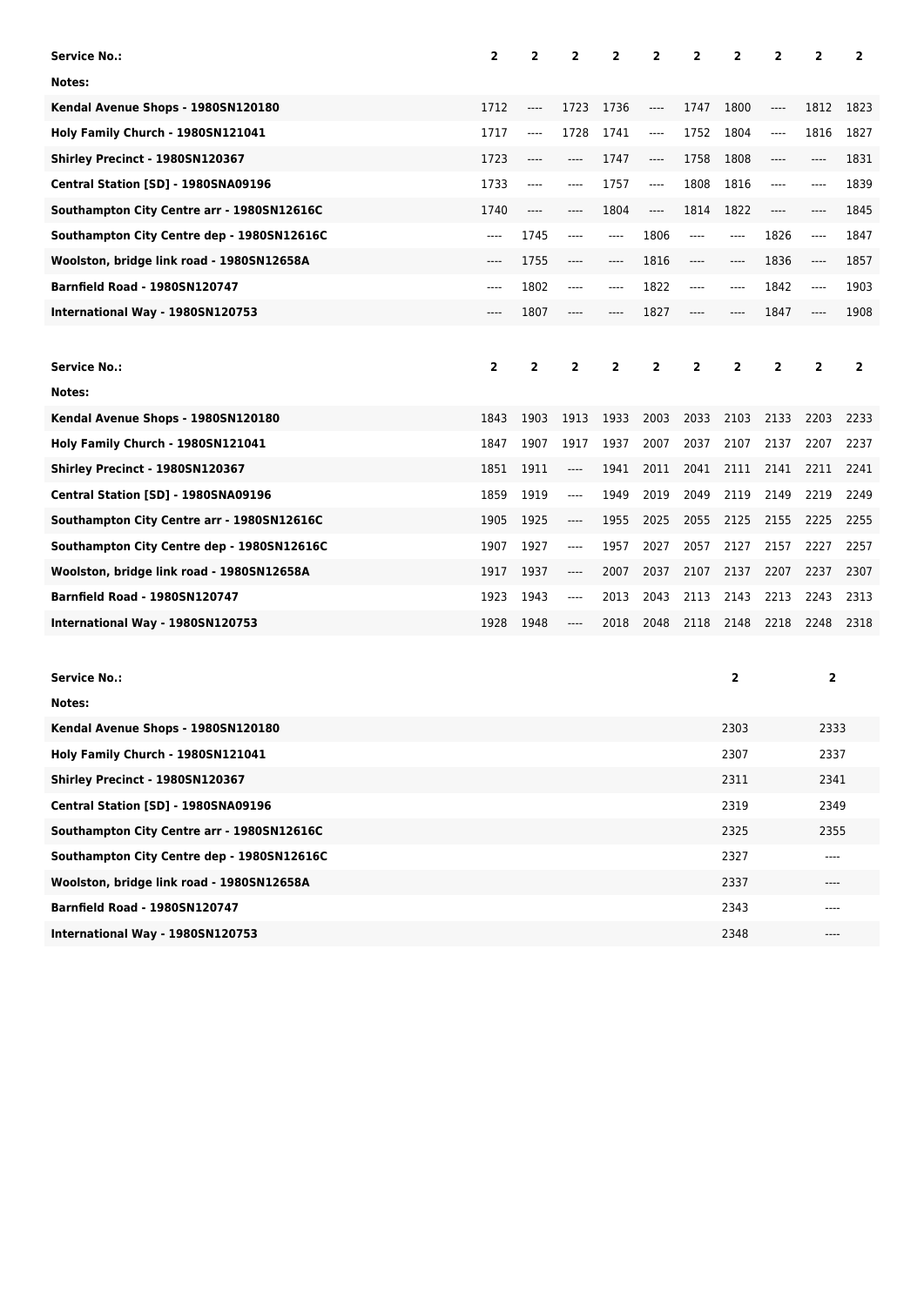| Service No.: | 2 | 2 | 2 | 2 | 2 | 2 | 2 | 2 | 2 | 2 |
|---|---|---|---|---|---|---|---|---|---|---|
| Notes: | | | | | | | | | | |
| Kendal Avenue Shops - 1980SN120180 | 1712 | ---- | 1723 | 1736 | ---- | 1747 | 1800 | ---- | 1812 | 1823 |
| Holy Family Church - 1980SN121041 | 1717 | ---- | 1728 | 1741 | ---- | 1752 | 1804 | ---- | 1816 | 1827 |
| Shirley Precinct - 1980SN120367 | 1723 | ---- | ---- | 1747 | ---- | 1758 | 1808 | ---- | ---- | 1831 |
| Central Station [SD] - 1980SNA09196 | 1733 | ---- | ---- | 1757 | ---- | 1808 | 1816 | ---- | ---- | 1839 |
| Southampton City Centre arr - 1980SN12616C | 1740 | ---- | ---- | 1804 | ---- | 1814 | 1822 | ---- | ---- | 1845 |
| Southampton City Centre dep - 1980SN12616C | ---- | 1745 | ---- | ---- | 1806 | ---- | ---- | 1826 | ---- | 1847 |
| Woolston, bridge link road - 1980SN12658A | ---- | 1755 | ---- | ---- | 1816 | ---- | ---- | 1836 | ---- | 1857 |
| Barnfield Road - 1980SN120747 | ---- | 1802 | ---- | ---- | 1822 | ---- | ---- | 1842 | ---- | 1903 |
| International Way - 1980SN120753 | ---- | 1807 | ---- | ---- | 1827 | ---- | ---- | 1847 | ---- | 1908 |

| Service No.: | 2 | 2 | 2 | 2 | 2 | 2 | 2 | 2 | 2 | 2 |
|---|---|---|---|---|---|---|---|---|---|---|
| Notes: | | | | | | | | | | |
| Kendal Avenue Shops - 1980SN120180 | 1843 | 1903 | 1913 | 1933 | 2003 | 2033 | 2103 | 2133 | 2203 | 2233 |
| Holy Family Church - 1980SN121041 | 1847 | 1907 | 1917 | 1937 | 2007 | 2037 | 2107 | 2137 | 2207 | 2237 |
| Shirley Precinct - 1980SN120367 | 1851 | 1911 | ---- | 1941 | 2011 | 2041 | 2111 | 2141 | 2211 | 2241 |
| Central Station [SD] - 1980SNA09196 | 1859 | 1919 | ---- | 1949 | 2019 | 2049 | 2119 | 2149 | 2219 | 2249 |
| Southampton City Centre arr - 1980SN12616C | 1905 | 1925 | ---- | 1955 | 2025 | 2055 | 2125 | 2155 | 2225 | 2255 |
| Southampton City Centre dep - 1980SN12616C | 1907 | 1927 | ---- | 1957 | 2027 | 2057 | 2127 | 2157 | 2227 | 2257 |
| Woolston, bridge link road - 1980SN12658A | 1917 | 1937 | ---- | 2007 | 2037 | 2107 | 2137 | 2207 | 2237 | 2307 |
| Barnfield Road - 1980SN120747 | 1923 | 1943 | ---- | 2013 | 2043 | 2113 | 2143 | 2213 | 2243 | 2313 |
| International Way - 1980SN120753 | 1928 | 1948 | ---- | 2018 | 2048 | 2118 | 2148 | 2218 | 2248 | 2318 |

| Service No.: | 2 | 2 |
|---|---|---|
| Notes: | | |
| Kendal Avenue Shops - 1980SN120180 | 2303 | 2333 |
| Holy Family Church - 1980SN121041 | 2307 | 2337 |
| Shirley Precinct - 1980SN120367 | 2311 | 2341 |
| Central Station [SD] - 1980SNA09196 | 2319 | 2349 |
| Southampton City Centre arr - 1980SN12616C | 2325 | 2355 |
| Southampton City Centre dep - 1980SN12616C | 2327 | ---- |
| Woolston, bridge link road - 1980SN12658A | 2337 | ---- |
| Barnfield Road - 1980SN120747 | 2343 | ---- |
| International Way - 1980SN120753 | 2348 | ---- |